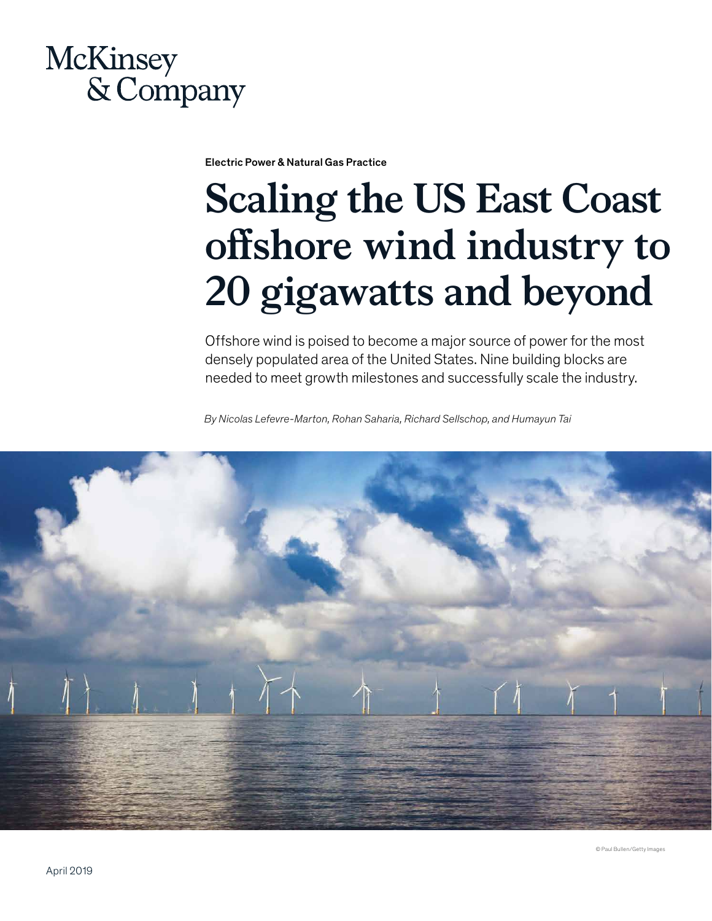McKinsey & Company

Electric Power & Natural Gas Practice

# Scaling the US East Coast offshore wind industry to 20 gigawatts and beyond

Offshore wind is poised to become a major source of power for the most densely populated area of the United States. Nine building blocks are needed to meet growth milestones and successfully scale the industry.

*By Nicolas Lefevre-Marton, Rohan Saharia, Richard Sellschop, and Humayun Tai*

© Paul Bullen/Getty Images

April 2019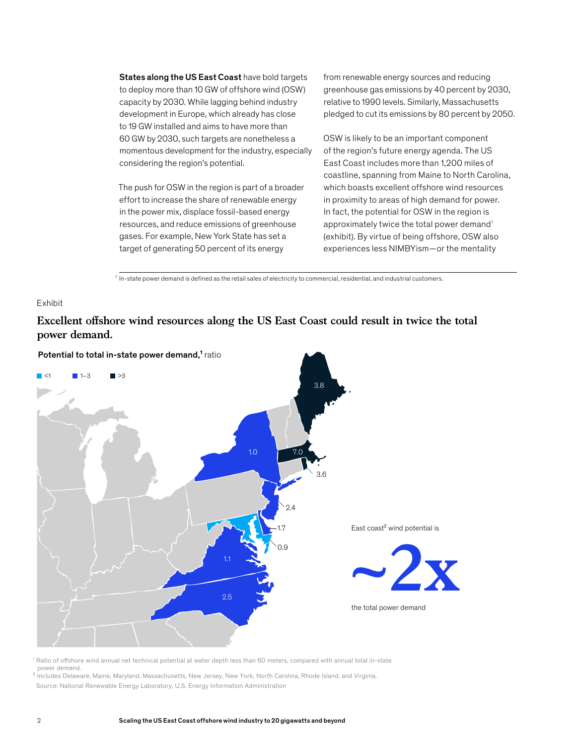**States along the US East Coast** have bold targets to deploy more than 10 GW of offshore wind (OSW) capacity by 2030. While lagging behind industry development in Europe, which already has close to 19 GW installed and aims to have more than 60 GW by 2030, such targets are nonetheless a momentous development for the industry, especially considering the region's potential.

The push for OSW in the region is part of a broader effort to increase the share of renewable energy in the power mix, displace fossil-based energy resources, and reduce emissions of greenhouse gases. For example, New York State has set a target of generating 50 percent of its energy from renewable energy sources and reducing greenhouse gas emissions by 40 percent by 2030, relative to 1990 levels. Similarly, Massachusetts pledged to cut its emissions by 80 percent by 2050.

OSW is likely to be an important component of the region's future energy agenda. The US East Coast includes more than 1,200 miles of coastline, spanning from Maine to North Carolina, which boasts excellent offshore wind resources in proximity to areas of high demand for power. In fact, the potential for OSW in the region is approximately twice the total power demand[1] (exhibit). By virtue of being offshore, OSW also experiences less NIMBYism—or the mentality

[1] In-state power demand is defined as the retail sales of electricity to commercial, residential, and industrial customers.

Exhibit

## Excellent offshore wind resources along the US East Coast could result in twice the total power demand.

**Potential to total in-state power demand,[1]** ratio

■ <1 ■ 1–3 ■ >3

| State | Ratio |
|---|---|
| Maine | 3.8 |
| New York | 1.0 |
| Massachusetts | 7.0 |
| Rhode Island | 3.6 |
| New Jersey | 2.4 |
| Delaware | 1.7 |
| Maryland | 0.9 |
| Virginia | 1.1 |
| North Carolina | 2.5 |

East coast[2] wind potential is **~2x** the total power demand

[1] Ratio of offshore wind annual net technical potential at water depth less than 60 meters, compared with annual total in-state power demand.
[2] Includes Delaware, Maine, Maryland, Massachusetts, New Jersey, New York, North Carolina, Rhode Island, and Virginia.
Source: National Renewable Energy Laboratory, U.S. Energy Information Administration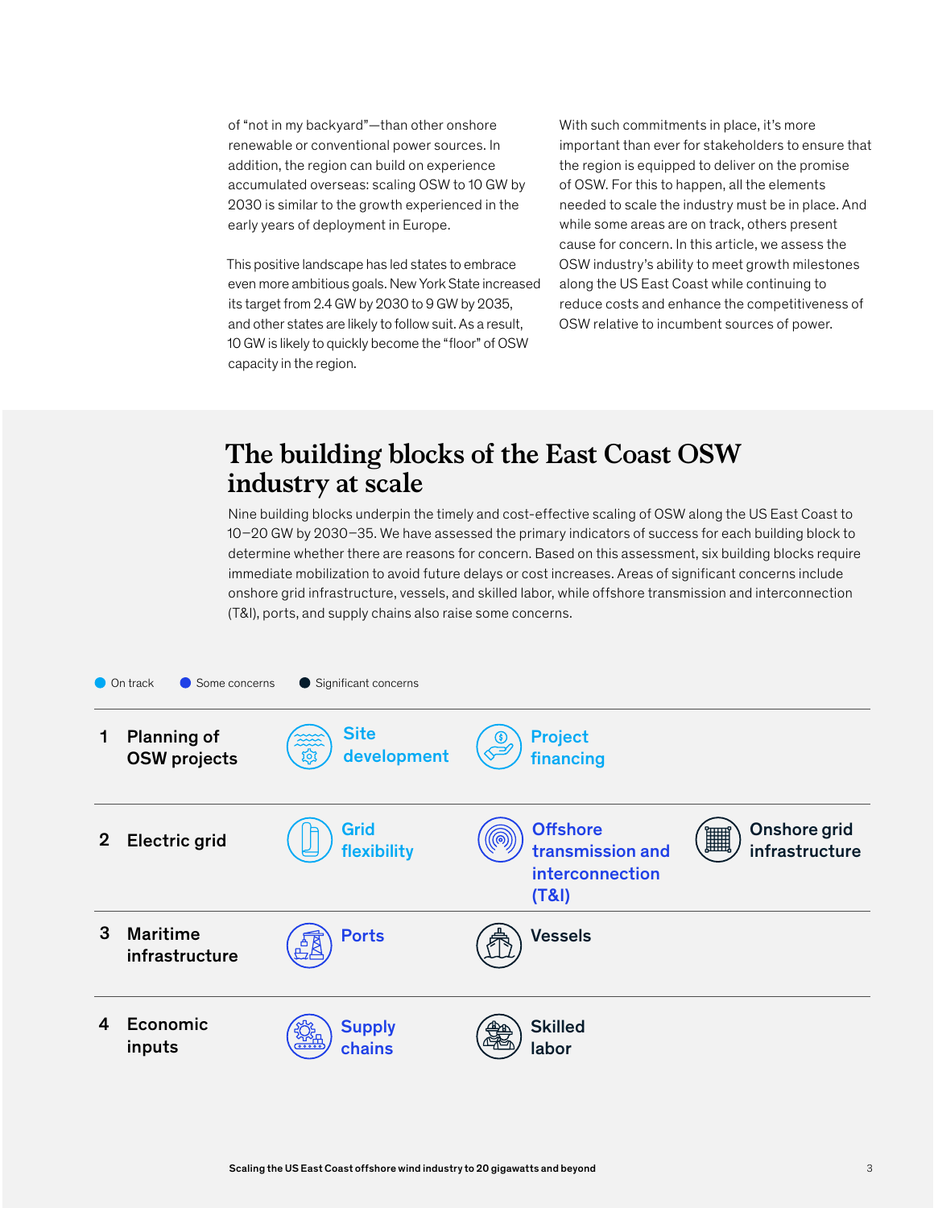of "not in my backyard"—than other onshore renewable or conventional power sources. In addition, the region can build on experience accumulated overseas: scaling OSW to 10 GW by 2030 is similar to the growth experienced in the early years of deployment in Europe.

This positive landscape has led states to embrace even more ambitious goals. New York State increased its target from 2.4 GW by 2030 to 9 GW by 2035, and other states are likely to follow suit. As a result, 10 GW is likely to quickly become the "floor" of OSW capacity in the region.

With such commitments in place, it's more important than ever for stakeholders to ensure that the region is equipped to deliver on the promise of OSW. For this to happen, all the elements needed to scale the industry must be in place. And while some areas are on track, others present cause for concern. In this article, we assess the OSW industry's ability to meet growth milestones along the US East Coast while continuing to reduce costs and enhance the competitiveness of OSW relative to incumbent sources of power.

## The building blocks of the East Coast OSW industry at scale

Nine building blocks underpin the timely and cost-effective scaling of OSW along the US East Coast to 10–20 GW by 2030–35. We have assessed the primary indicators of success for each building block to determine whether there are reasons for concern. Based on this assessment, six building blocks require immediate mobilization to avoid future delays or cost increases. Areas of significant concerns include onshore grid infrastructure, vessels, and skilled labor, while offshore transmission and interconnection (T&I), ports, and supply chains also raise some concerns.

On track | Some concerns | Significant concerns

| | Building block | | | |
|---|---|---|---|---|
| 1 | Planning of OSW projects | Site development (On track) | Project financing (On track) | |
| 2 | Electric grid | Grid flexibility (On track) | Offshore transmission and interconnection (T&I) (Some concerns) | Onshore grid infrastructure (Significant concerns) |
| 3 | Maritime infrastructure | Ports (Some concerns) | Vessels (Significant concerns) | |
| 4 | Economic inputs | Supply chains (Some concerns) | Skilled labor (Significant concerns) | |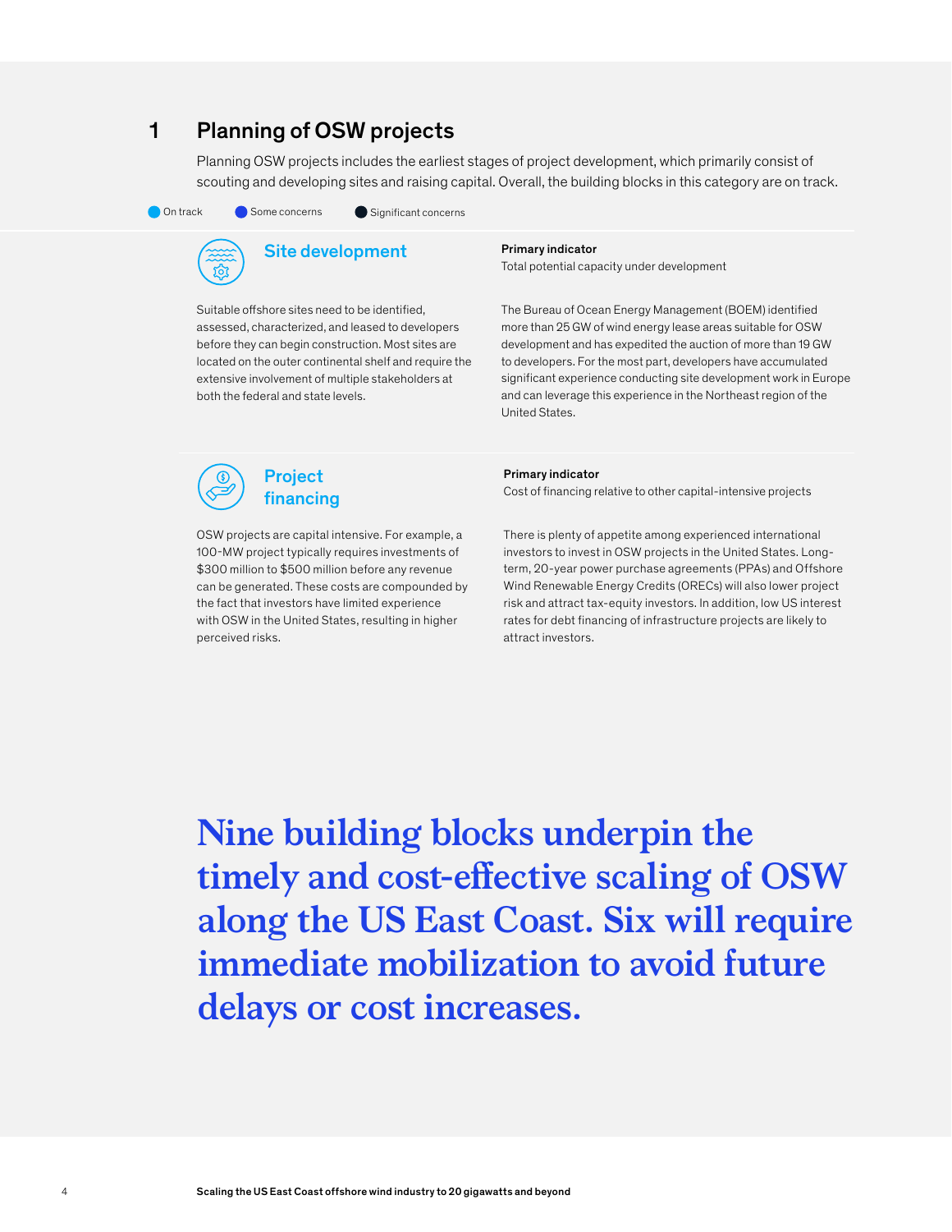## 1 Planning of OSW projects

Planning OSW projects includes the earliest stages of project development, which primarily consist of scouting and developing sites and raising capital. Overall, the building blocks in this category are on track.

On track    Some concerns    Significant concerns

### Site development

Suitable offshore sites need to be identified, assessed, characterized, and leased to developers before they can begin construction. Most sites are located on the outer continental shelf and require the extensive involvement of multiple stakeholders at both the federal and state levels.

**Primary indicator**
Total potential capacity under development

The Bureau of Ocean Energy Management (BOEM) identified more than 25 GW of wind energy lease areas suitable for OSW development and has expedited the auction of more than 19 GW to developers. For the most part, developers have accumulated significant experience conducting site development work in Europe and can leverage this experience in the Northeast region of the United States.

### Project financing

OSW projects are capital intensive. For example, a 100-MW project typically requires investments of $300 million to $500 million before any revenue can be generated. These costs are compounded by the fact that investors have limited experience with OSW in the United States, resulting in higher perceived risks.

**Primary indicator**
Cost of financing relative to other capital-intensive projects

There is plenty of appetite among experienced international investors to invest in OSW projects in the United States. Long-term, 20-year power purchase agreements (PPAs) and Offshore Wind Renewable Energy Credits (ORECs) will also lower project risk and attract tax-equity investors. In addition, low US interest rates for debt financing of infrastructure projects are likely to attract investors.

**Nine building blocks underpin the timely and cost-effective scaling of OSW along the US East Coast. Six will require immediate mobilization to avoid future delays or cost increases.**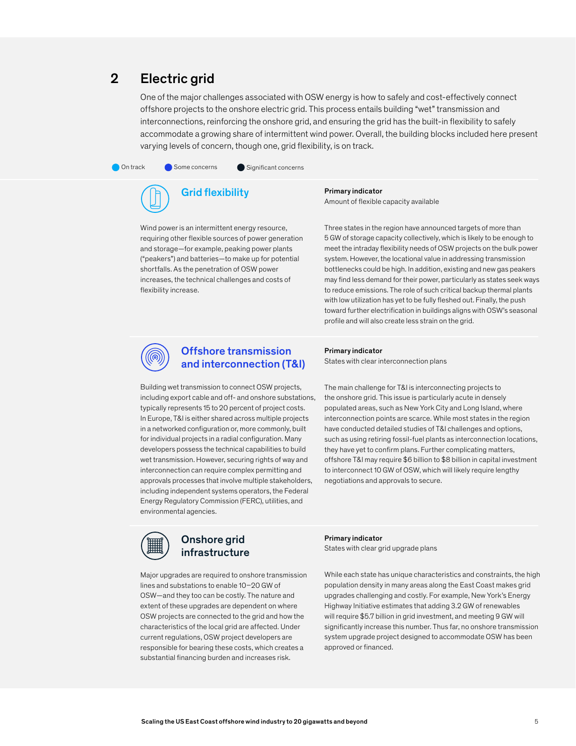## 2 Electric grid

One of the major challenges associated with OSW energy is how to safely and cost-effectively connect offshore projects to the onshore electric grid. This process entails building "wet" transmission and interconnections, reinforcing the onshore grid, and ensuring the grid has the built-in flexibility to safely accommodate a growing share of intermittent wind power. Overall, the building blocks included here present varying levels of concern, though one, grid flexibility, is on track.

On track | Some concerns | Significant concerns

### Grid flexibility

**Primary indicator**
Amount of flexible capacity available

Wind power is an intermittent energy resource, requiring other flexible sources of power generation and storage—for example, peaking power plants ("peakers") and batteries—to make up for potential shortfalls. As the penetration of OSW power increases, the technical challenges and costs of flexibility increase.

Three states in the region have announced targets of more than 5 GW of storage capacity collectively, which is likely to be enough to meet the intraday flexibility needs of OSW projects on the bulk power system. However, the locational value in addressing transmission bottlenecks could be high. In addition, existing and new gas peakers may find less demand for their power, particularly as states seek ways to reduce emissions. The role of such critical backup thermal plants with low utilization has yet to be fully fleshed out. Finally, the push toward further electrification in buildings aligns with OSW's seasonal profile and will also create less strain on the grid.

### Offshore transmission and interconnection (T&I)

**Primary indicator**
States with clear interconnection plans

Building wet transmission to connect OSW projects, including export cable and off- and onshore substations, typically represents 15 to 20 percent of project costs. In Europe, T&I is either shared across multiple projects in a networked configuration or, more commonly, built for individual projects in a radial configuration. Many developers possess the technical capabilities to build wet transmission. However, securing rights of way and interconnection can require complex permitting and approvals processes that involve multiple stakeholders, including independent systems operators, the Federal Energy Regulatory Commission (FERC), utilities, and environmental agencies.

The main challenge for T&I is interconnecting projects to the onshore grid. This issue is particularly acute in densely populated areas, such as New York City and Long Island, where interconnection points are scarce. While most states in the region have conducted detailed studies of T&I challenges and options, such as using retiring fossil-fuel plants as interconnection locations, they have yet to confirm plans. Further complicating matters, offshore T&I may require $6 billion to $8 billion in capital investment to interconnect 10 GW of OSW, which will likely require lengthy negotiations and approvals to secure.

### Onshore grid infrastructure

**Primary indicator**
States with clear grid upgrade plans

Major upgrades are required to onshore transmission lines and substations to enable 10–20 GW of OSW—and they too can be costly. The nature and extent of these upgrades are dependent on where OSW projects are connected to the grid and how the characteristics of the local grid are affected. Under current regulations, OSW project developers are responsible for bearing these costs, which creates a substantial financing burden and increases risk.

While each state has unique characteristics and constraints, the high population density in many areas along the East Coast makes grid upgrades challenging and costly. For example, New York's Energy Highway Initiative estimates that adding 3.2 GW of renewables will require $5.7 billion in grid investment, and meeting 9 GW will significantly increase this number. Thus far, no onshore transmission system upgrade project designed to accommodate OSW has been approved or financed.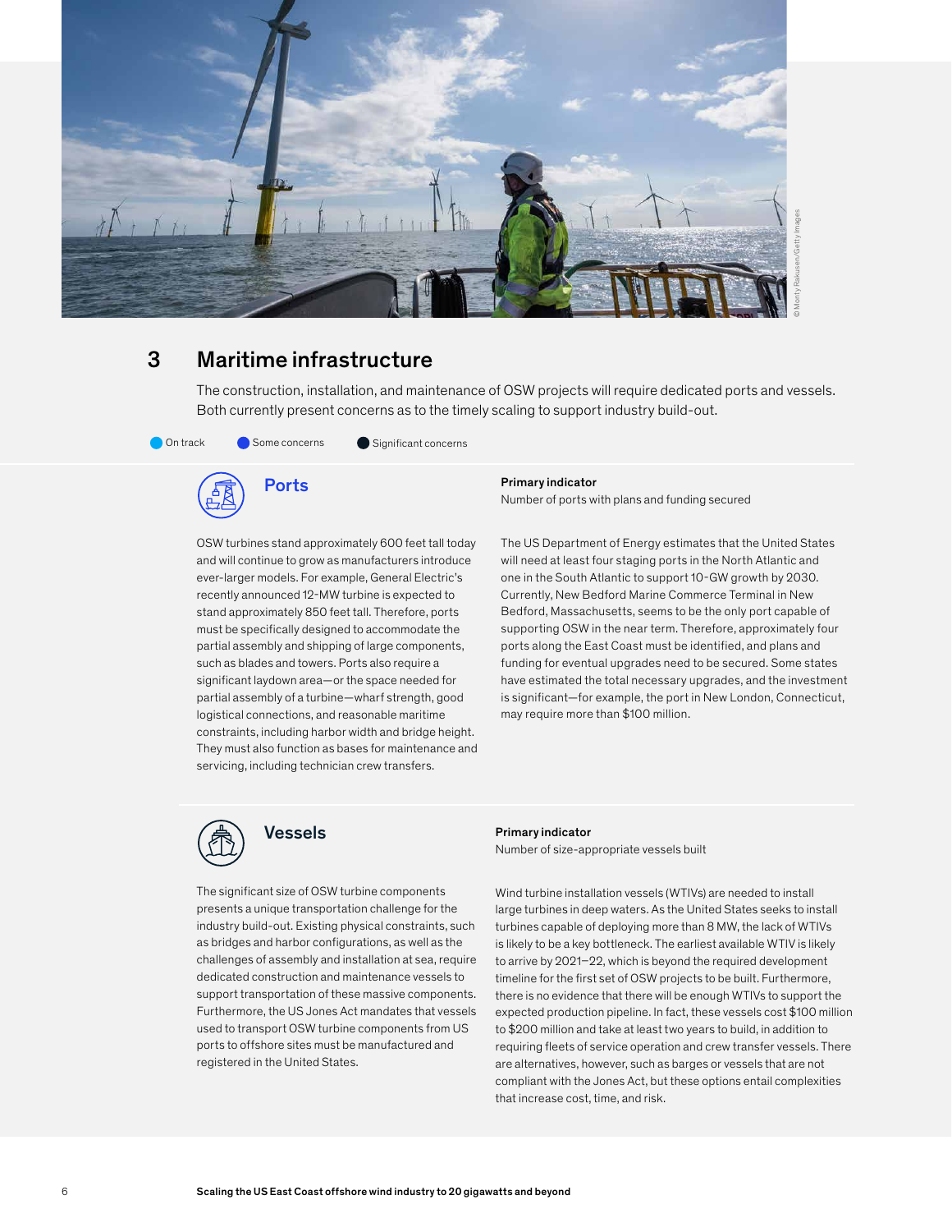## 3 Maritime infrastructure

The construction, installation, and maintenance of OSW projects will require dedicated ports and vessels. Both currently present concerns as to the timely scaling to support industry build-out.

On track | Some concerns | Significant concerns

### Ports

**Primary indicator**
Number of ports with plans and funding secured

OSW turbines stand approximately 600 feet tall today and will continue to grow as manufacturers introduce ever-larger models. For example, General Electric's recently announced 12-MW turbine is expected to stand approximately 850 feet tall. Therefore, ports must be specifically designed to accommodate the partial assembly and shipping of large components, such as blades and towers. Ports also require a significant laydown area—or the space needed for partial assembly of a turbine—wharf strength, good logistical connections, and reasonable maritime constraints, including harbor width and bridge height. They must also function as bases for maintenance and servicing, including technician crew transfers.

The US Department of Energy estimates that the United States will need at least four staging ports in the North Atlantic and one in the South Atlantic to support 10-GW growth by 2030. Currently, New Bedford Marine Commerce Terminal in New Bedford, Massachusetts, seems to be the only port capable of supporting OSW in the near term. Therefore, approximately four ports along the East Coast must be identified, and plans and funding for eventual upgrades need to be secured. Some states have estimated the total necessary upgrades, and the investment is significant—for example, the port in New London, Connecticut, may require more than $100 million.

### Vessels

**Primary indicator**
Number of size-appropriate vessels built

The significant size of OSW turbine components presents a unique transportation challenge for the industry build-out. Existing physical constraints, such as bridges and harbor configurations, as well as the challenges of assembly and installation at sea, require dedicated construction and maintenance vessels to support transportation of these massive components. Furthermore, the US Jones Act mandates that vessels used to transport OSW turbine components from US ports to offshore sites must be manufactured and registered in the United States.

Wind turbine installation vessels (WTIVs) are needed to install large turbines in deep waters. As the United States seeks to install turbines capable of deploying more than 8 MW, the lack of WTIVs is likely to be a key bottleneck. The earliest available WTIV is likely to arrive by 2021–22, which is beyond the required development timeline for the first set of OSW projects to be built. Furthermore, there is no evidence that there will be enough WTIVs to support the expected production pipeline. In fact, these vessels cost $100 million to $200 million and take at least two years to build, in addition to requiring fleets of service operation and crew transfer vessels. There are alternatives, however, such as barges or vessels that are not compliant with the Jones Act, but these options entail complexities that increase cost, time, and risk.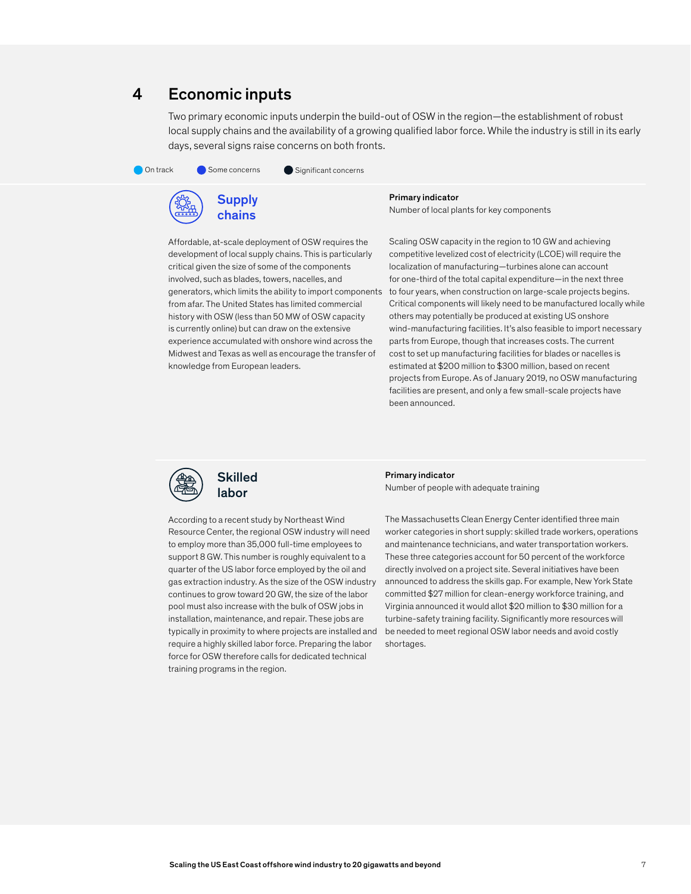# 4 Economic inputs

Two primary economic inputs underpin the build-out of OSW in the region—the establishment of robust local supply chains and the availability of a growing qualified labor force. While the industry is still in its early days, several signs raise concerns on both fronts.

On track | Some concerns | Significant concerns

## Supply chains

Affordable, at-scale deployment of OSW requires the development of local supply chains. This is particularly critical given the size of some of the components involved, such as blades, towers, nacelles, and generators, which limits the ability to import components from afar. The United States has limited commercial history with OSW (less than 50 MW of OSW capacity is currently online) but can draw on the extensive experience accumulated with onshore wind across the Midwest and Texas as well as encourage the transfer of knowledge from European leaders.

**Primary indicator**
Number of local plants for key components

Scaling OSW capacity in the region to 10 GW and achieving competitive levelized cost of electricity (LCOE) will require the localization of manufacturing—turbines alone can account for one-third of the total capital expenditure—in the next three to four years, when construction on large-scale projects begins. Critical components will likely need to be manufactured locally while others may potentially be produced at existing US onshore wind-manufacturing facilities. It's also feasible to import necessary parts from Europe, though that increases costs. The current cost to set up manufacturing facilities for blades or nacelles is estimated at $200 million to $300 million, based on recent projects from Europe. As of January 2019, no OSW manufacturing facilities are present, and only a few small-scale projects have been announced.

## Skilled labor

According to a recent study by Northeast Wind Resource Center, the regional OSW industry will need to employ more than 35,000 full-time employees to support 8 GW. This number is roughly equivalent to a quarter of the US labor force employed by the oil and gas extraction industry. As the size of the OSW industry continues to grow toward 20 GW, the size of the labor pool must also increase with the bulk of OSW jobs in installation, maintenance, and repair. These jobs are typically in proximity to where projects are installed and require a highly skilled labor force. Preparing the labor force for OSW therefore calls for dedicated technical training programs in the region.

**Primary indicator**
Number of people with adequate training

The Massachusetts Clean Energy Center identified three main worker categories in short supply: skilled trade workers, operations and maintenance technicians, and water transportation workers. These three categories account for 50 percent of the workforce directly involved on a project site. Several initiatives have been announced to address the skills gap. For example, New York State committed $27 million for clean-energy workforce training, and Virginia announced it would allot $20 million to $30 million for a turbine-safety training facility. Significantly more resources will be needed to meet regional OSW labor needs and avoid costly shortages.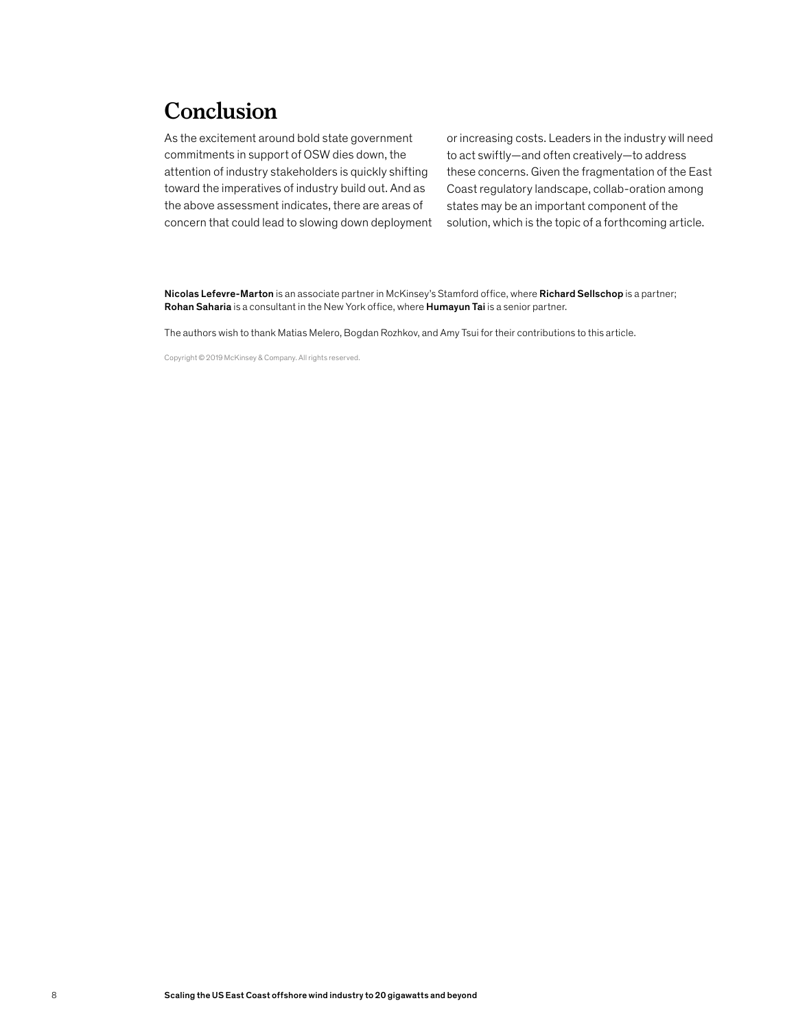## Conclusion

As the excitement around bold state government commitments in support of OSW dies down, the attention of industry stakeholders is quickly shifting toward the imperatives of industry build out. And as the above assessment indicates, there are areas of concern that could lead to slowing down deployment or increasing costs. Leaders in the industry will need to act swiftly—and often creatively—to address these concerns. Given the fragmentation of the East Coast regulatory landscape, collab-oration among states may be an important component of the solution, which is the topic of a forthcoming article.

**Nicolas Lefevre-Marton** is an associate partner in McKinsey's Stamford office, where **Richard Sellschop** is a partner; **Rohan Saharia** is a consultant in the New York office, where **Humayun Tai** is a senior partner.

The authors wish to thank Matias Melero, Bogdan Rozhkov, and Amy Tsui for their contributions to this article.

Copyright © 2019 McKinsey & Company. All rights reserved.